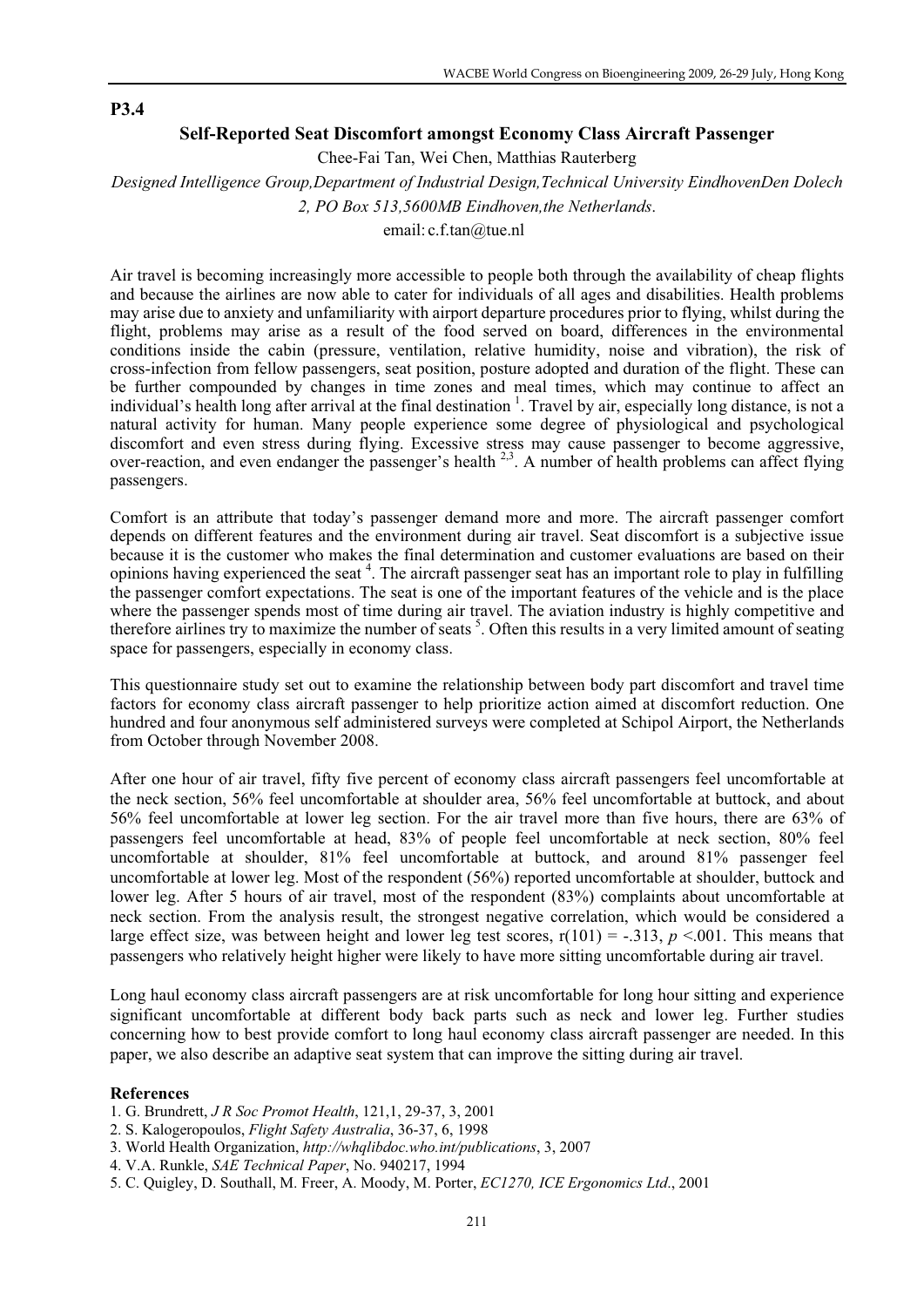**P3.4**

# Self-Reported Seat Discomfort amongst Economy Class Aircraft Passenger

Chee-Fai Tan, Wei Chen, Matthias Rauterberg

*Designed Intelligence Group,Department of Industrial Design,Technical University EindhovenDen Dolech 2, PO Box 513,5600MB Eindhoven,the Netherlands.*

email: c.f.tan@tue.nl

Air travel is becoming increasingly more accessible to people both through the availability of cheap flights and because the airlines are now able to cater for individuals of all ages and disabilities. Health problems may arise due to anxiety and unfamiliarity with airport departure procedures prior to flying, whilst during the flight, problems may arise as a result of the food served on board, differences in the environmental conditions inside the cabin (pressure, ventilation, relative humidity, noise and vibration), the risk of cross-infection from fellow passengers, seat position, posture adopted and duration of the flight. These can be further compounded by changes in time zones and meal times, which may continue to affect an individual's health long after arrival at the final destination [1]. Travel by air, especially long distance, is not a natural activity for human. Many people experience some degree of physiological and psychological discomfort and even stress during flying. Excessive stress may cause passenger to become aggressive, over-reaction, and even endanger the passenger's health [2,3]. A number of health problems can affect flying passengers.

Comfort is an attribute that today's passenger demand more and more. The aircraft passenger comfort depends on different features and the environment during air travel. Seat discomfort is a subjective issue because it is the customer who makes the final determination and customer evaluations are based on their opinions having experienced the seat [4]. The aircraft passenger seat has an important role to play in fulfilling the passenger comfort expectations. The seat is one of the important features of the vehicle and is the place where the passenger spends most of time during air travel. The aviation industry is highly competitive and therefore airlines try to maximize the number of seats [5]. Often this results in a very limited amount of seating space for passengers, especially in economy class.

This questionnaire study set out to examine the relationship between body part discomfort and travel time factors for economy class aircraft passenger to help prioritize action aimed at discomfort reduction. One hundred and four anonymous self administered surveys were completed at Schipol Airport, the Netherlands from October through November 2008.

After one hour of air travel, fifty five percent of economy class aircraft passengers feel uncomfortable at the neck section, 56% feel uncomfortable at shoulder area, 56% feel uncomfortable at buttock, and about 56% feel uncomfortable at lower leg section. For the air travel more than five hours, there are 63% of passengers feel uncomfortable at head, 83% of people feel uncomfortable at neck section, 80% feel uncomfortable at shoulder, 81% feel uncomfortable at buttock, and around 81% passenger feel uncomfortable at lower leg. Most of the respondent (56%) reported uncomfortable at shoulder, buttock and lower leg. After 5 hours of air travel, most of the respondent (83%) complaints about uncomfortable at neck section. From the analysis result, the strongest negative correlation, which would be considered a large effect size, was between height and lower leg test scores, $r(101) = -.313$, $p < .001$. This means that passengers who relatively height higher were likely to have more sitting uncomfortable during air travel.

Long haul economy class aircraft passengers are at risk uncomfortable for long hour sitting and experience significant uncomfortable at different body back parts such as neck and lower leg. Further studies concerning how to best provide comfort to long haul economy class aircraft passenger are needed. In this paper, we also describe an adaptive seat system that can improve the sitting during air travel.

**References**

1. G. Brundrett, *J R Soc Promot Health*, 121,1, 29-37, 3, 2001
2. S. Kalogeropoulos, *Flight Safety Australia*, 36-37, 6, 1998
3. World Health Organization, *http://whqlibdoc.who.int/publications*, 3, 2007
4. V.A. Runkle, *SAE Technical Paper*, No. 940217, 1994
5. C. Quigley, D. Southall, M. Freer, A. Moody, M. Porter, *EC1270, ICE Ergonomics Ltd.*, 2001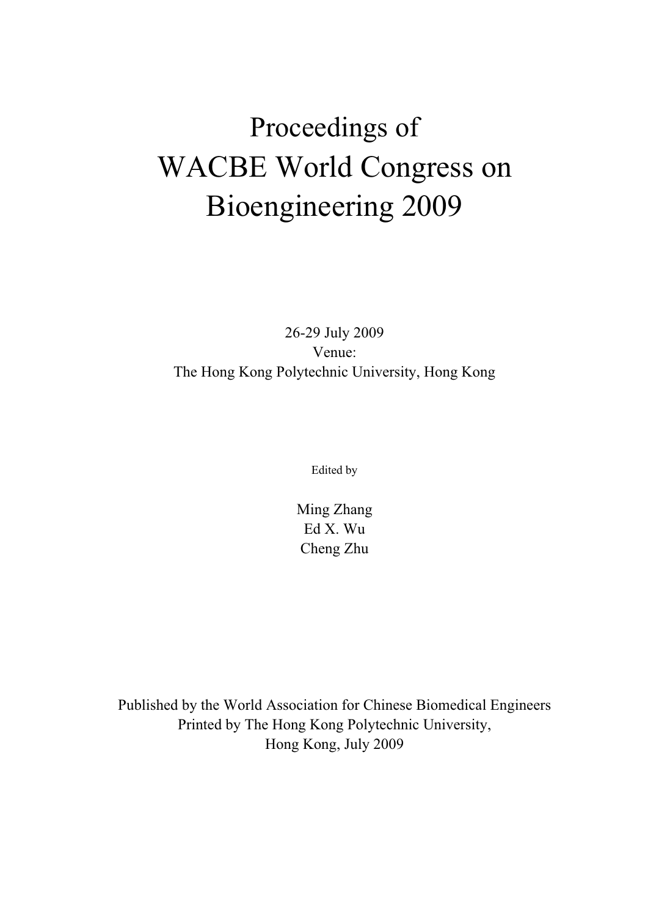# Proceedings of
# WACBE World Congress on
# Bioengineering 2009

26-29 July 2009
Venue:
The Hong Kong Polytechnic University, Hong Kong

Edited by

Ming Zhang
Ed X. Wu
Cheng Zhu

Published by the World Association for Chinese Biomedical Engineers
Printed by The Hong Kong Polytechnic University,
Hong Kong, July 2009